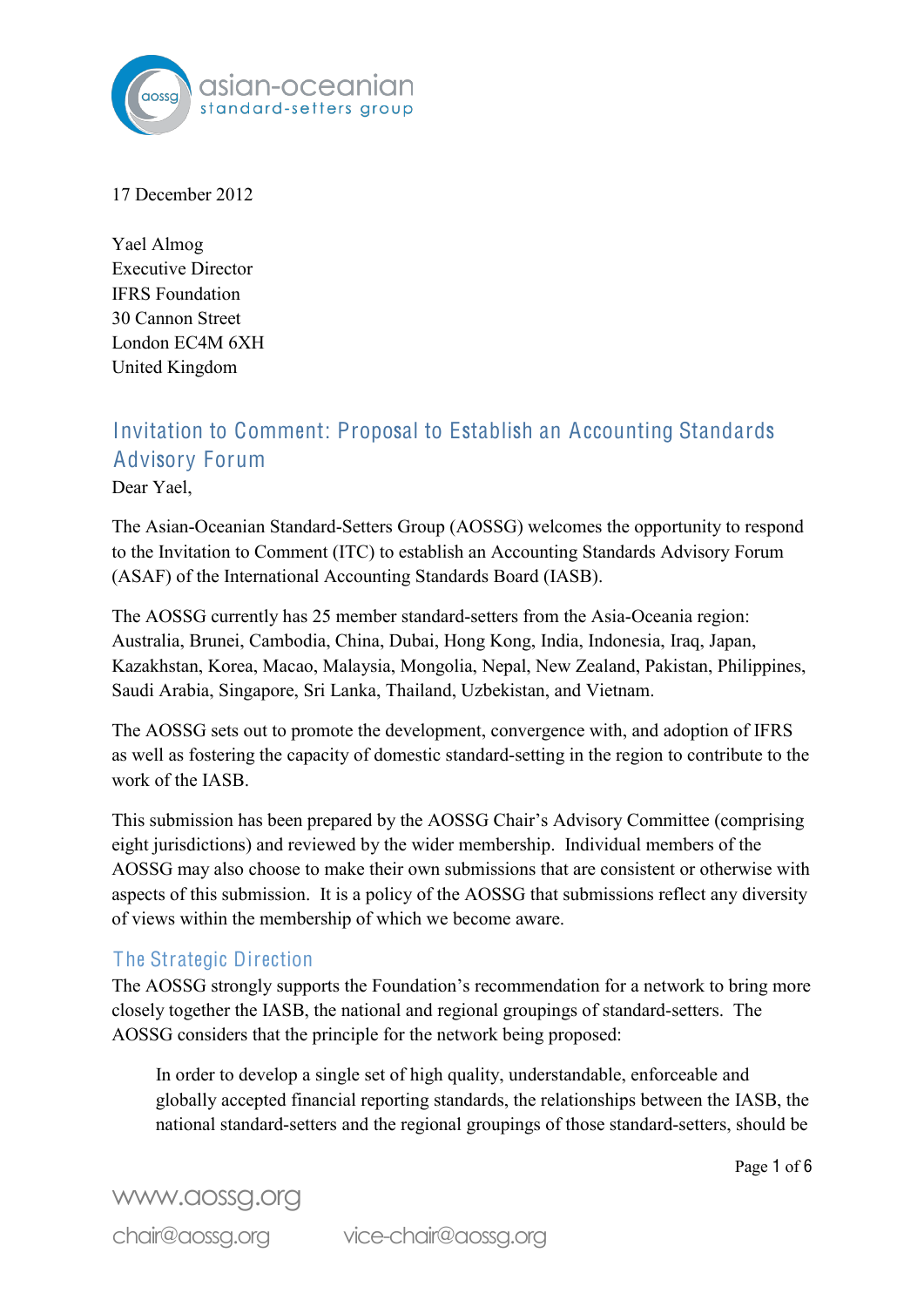17 December 2012

Yael Almog
Executive Director
IFRS Foundation
30 Cannon Street
London EC4M 6XH
United Kingdom

## Invitation to Comment: Proposal to Establish an Accounting Standards Advisory Forum

Dear Yael,

The Asian-Oceanian Standard-Setters Group (AOSSG) welcomes the opportunity to respond to the Invitation to Comment (ITC) to establish an Accounting Standards Advisory Forum (ASAF) of the International Accounting Standards Board (IASB).

The AOSSG currently has 25 member standard-setters from the Asia-Oceania region: Australia, Brunei, Cambodia, China, Dubai, Hong Kong, India, Indonesia, Iraq, Japan, Kazakhstan, Korea, Macao, Malaysia, Mongolia, Nepal, New Zealand, Pakistan, Philippines, Saudi Arabia, Singapore, Sri Lanka, Thailand, Uzbekistan, and Vietnam.

The AOSSG sets out to promote the development, convergence with, and adoption of IFRS as well as fostering the capacity of domestic standard-setting in the region to contribute to the work of the IASB.

This submission has been prepared by the AOSSG Chair's Advisory Committee (comprising eight jurisdictions) and reviewed by the wider membership. Individual members of the AOSSG may also choose to make their own submissions that are consistent or otherwise with aspects of this submission. It is a policy of the AOSSG that submissions reflect any diversity of views within the membership of which we become aware.

### The Strategic Direction

The AOSSG strongly supports the Foundation's recommendation for a network to bring more closely together the IASB, the national and regional groupings of standard-setters. The AOSSG considers that the principle for the network being proposed:

> In order to develop a single set of high quality, understandable, enforceable and globally accepted financial reporting standards, the relationships between the IASB, the national standard-setters and the regional groupings of those standard-setters, should be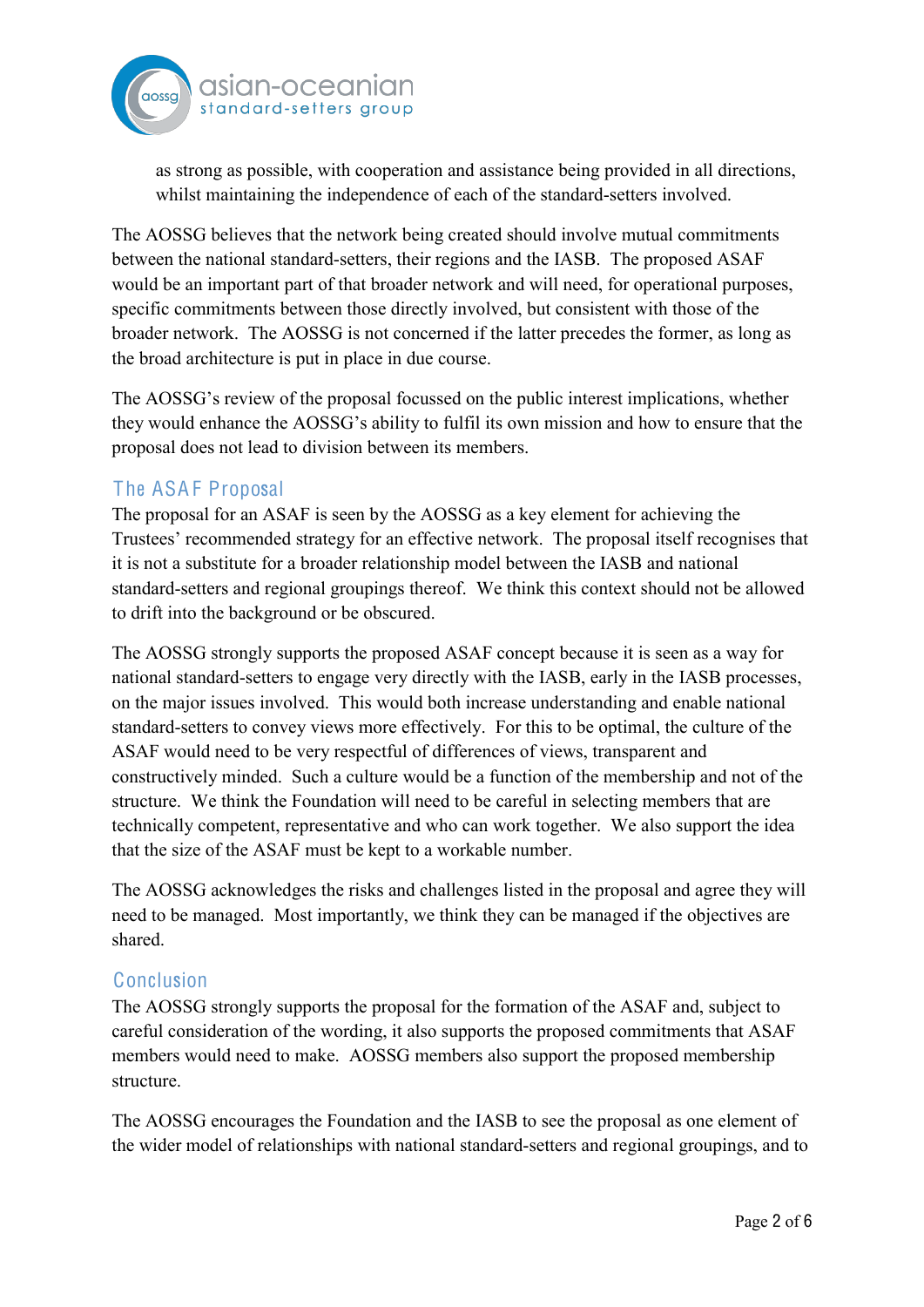as strong as possible, with cooperation and assistance being provided in all directions, whilst maintaining the independence of each of the standard-setters involved.

The AOSSG believes that the network being created should involve mutual commitments between the national standard-setters, their regions and the IASB. The proposed ASAF would be an important part of that broader network and will need, for operational purposes, specific commitments between those directly involved, but consistent with those of the broader network. The AOSSG is not concerned if the latter precedes the former, as long as the broad architecture is put in place in due course.

The AOSSG's review of the proposal focussed on the public interest implications, whether they would enhance the AOSSG's ability to fulfil its own mission and how to ensure that the proposal does not lead to division between its members.

## The ASAF Proposal

The proposal for an ASAF is seen by the AOSSG as a key element for achieving the Trustees' recommended strategy for an effective network. The proposal itself recognises that it is not a substitute for a broader relationship model between the IASB and national standard-setters and regional groupings thereof. We think this context should not be allowed to drift into the background or be obscured.

The AOSSG strongly supports the proposed ASAF concept because it is seen as a way for national standard-setters to engage very directly with the IASB, early in the IASB processes, on the major issues involved. This would both increase understanding and enable national standard-setters to convey views more effectively. For this to be optimal, the culture of the ASAF would need to be very respectful of differences of views, transparent and constructively minded. Such a culture would be a function of the membership and not of the structure. We think the Foundation will need to be careful in selecting members that are technically competent, representative and who can work together. We also support the idea that the size of the ASAF must be kept to a workable number.

The AOSSG acknowledges the risks and challenges listed in the proposal and agree they will need to be managed. Most importantly, we think they can be managed if the objectives are shared.

## Conclusion

The AOSSG strongly supports the proposal for the formation of the ASAF and, subject to careful consideration of the wording, it also supports the proposed commitments that ASAF members would need to make. AOSSG members also support the proposed membership structure.

The AOSSG encourages the Foundation and the IASB to see the proposal as one element of the wider model of relationships with national standard-setters and regional groupings, and to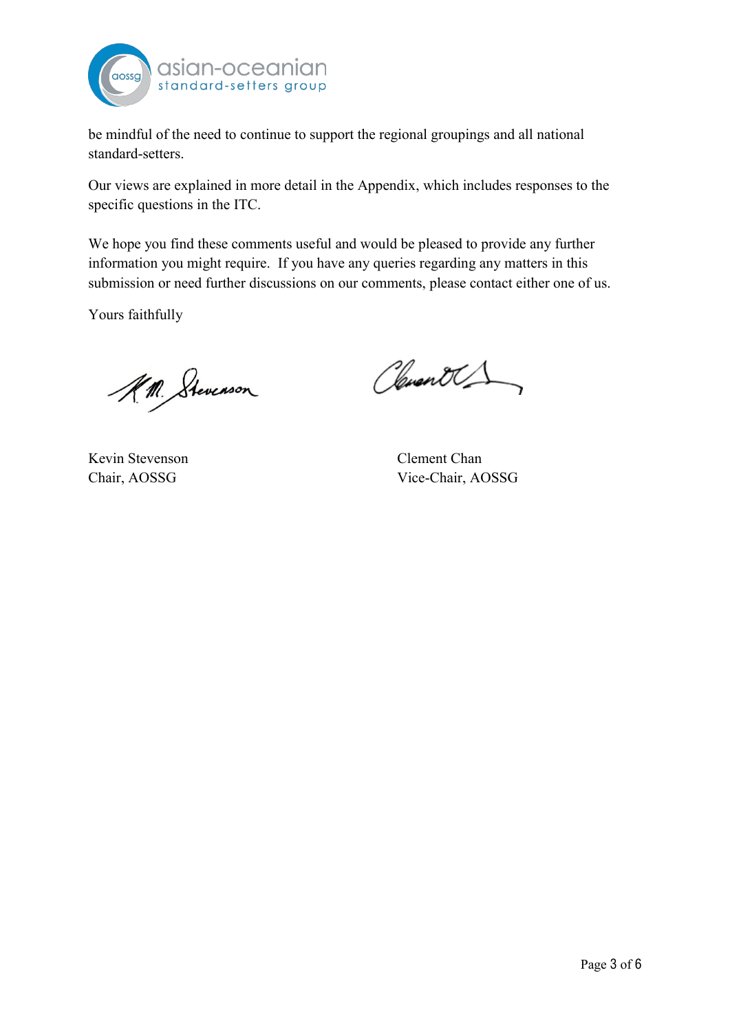be mindful of the need to continue to support the regional groupings and all national standard-setters.

Our views are explained in more detail in the Appendix, which includes responses to the specific questions in the ITC.

We hope you find these comments useful and would be pleased to provide any further information you might require. If you have any queries regarding any matters in this submission or need further discussions on our comments, please contact either one of us.

Yours faithfully

Kevin Stevenson
Chair, AOSSG

Clement Chan
Vice-Chair, AOSSG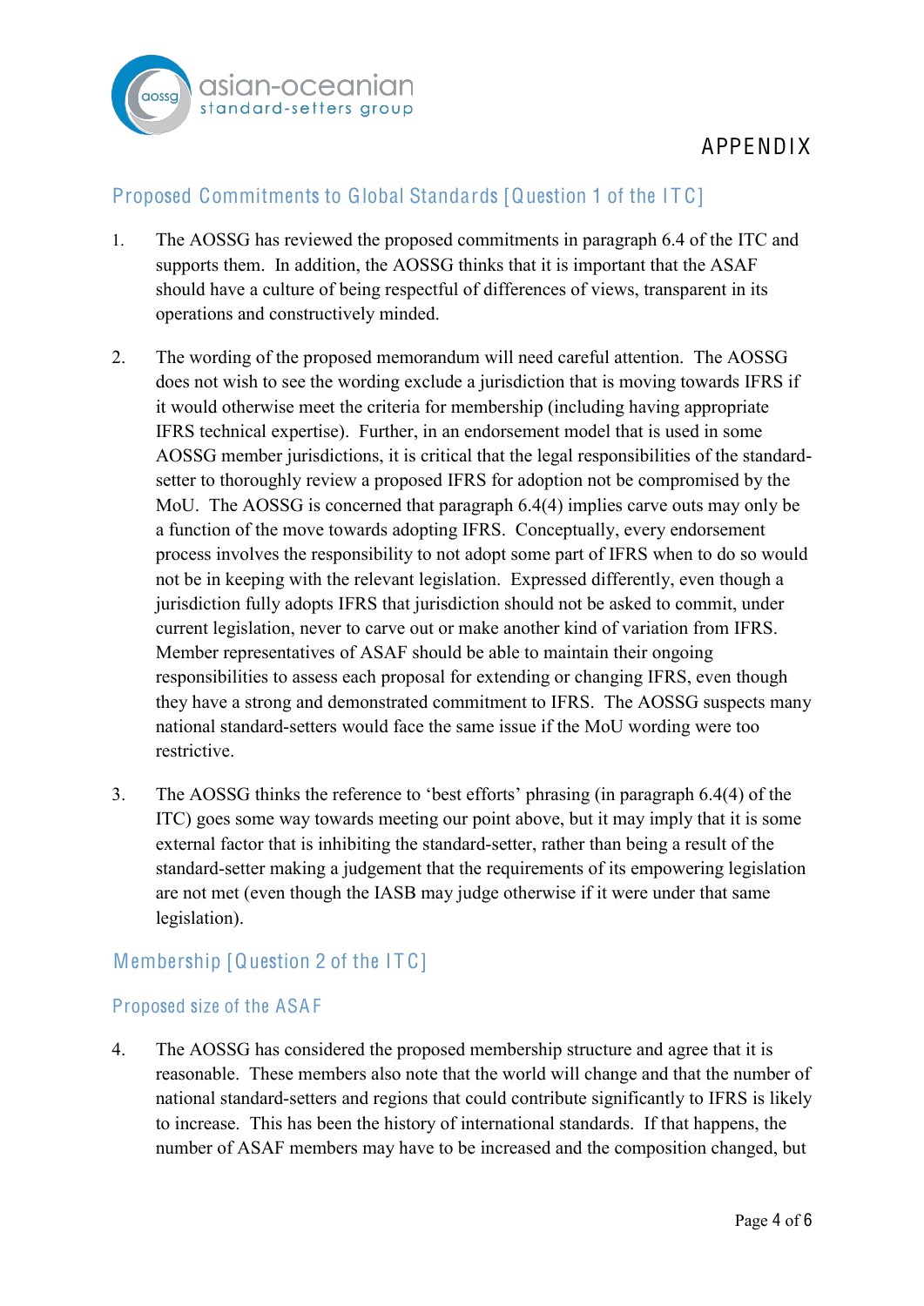# APPENDIX

## Proposed Commitments to Global Standards [Question 1 of the ITC]

1. The AOSSG has reviewed the proposed commitments in paragraph 6.4 of the ITC and supports them. In addition, the AOSSG thinks that it is important that the ASAF should have a culture of being respectful of differences of views, transparent in its operations and constructively minded.

2. The wording of the proposed memorandum will need careful attention. The AOSSG does not wish to see the wording exclude a jurisdiction that is moving towards IFRS if it would otherwise meet the criteria for membership (including having appropriate IFRS technical expertise). Further, in an endorsement model that is used in some AOSSG member jurisdictions, it is critical that the legal responsibilities of the standard-setter to thoroughly review a proposed IFRS for adoption not be compromised by the MoU. The AOSSG is concerned that paragraph 6.4(4) implies carve outs may only be a function of the move towards adopting IFRS. Conceptually, every endorsement process involves the responsibility to not adopt some part of IFRS when to do so would not be in keeping with the relevant legislation. Expressed differently, even though a jurisdiction fully adopts IFRS that jurisdiction should not be asked to commit, under current legislation, never to carve out or make another kind of variation from IFRS. Member representatives of ASAF should be able to maintain their ongoing responsibilities to assess each proposal for extending or changing IFRS, even though they have a strong and demonstrated commitment to IFRS. The AOSSG suspects many national standard-setters would face the same issue if the MoU wording were too restrictive.

3. The AOSSG thinks the reference to 'best efforts' phrasing (in paragraph 6.4(4) of the ITC) goes some way towards meeting our point above, but it may imply that it is some external factor that is inhibiting the standard-setter, rather than being a result of the standard-setter making a judgement that the requirements of its empowering legislation are not met (even though the IASB may judge otherwise if it were under that same legislation).

## Membership [Question 2 of the ITC]

### Proposed size of the ASAF

4. The AOSSG has considered the proposed membership structure and agree that it is reasonable. These members also note that the world will change and that the number of national standard-setters and regions that could contribute significantly to IFRS is likely to increase. This has been the history of international standards. If that happens, the number of ASAF members may have to be increased and the composition changed, but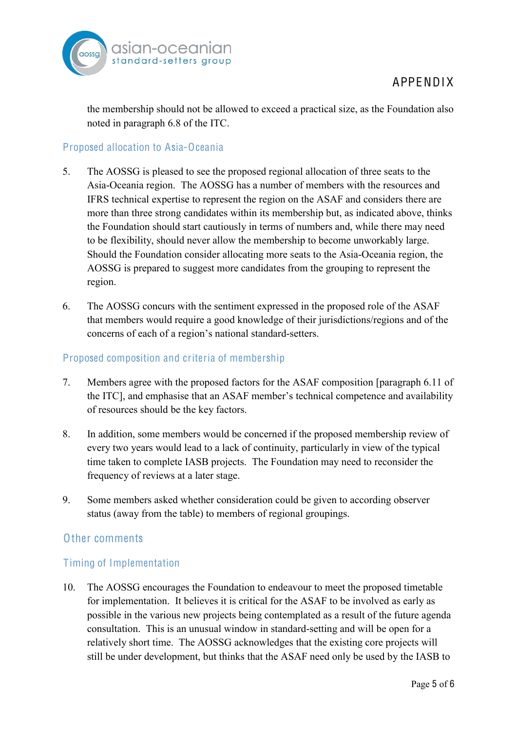the membership should not be allowed to exceed a practical size, as the Foundation also noted in paragraph 6.8 of the ITC.

### Proposed allocation to Asia-Oceania

5. The AOSSG is pleased to see the proposed regional allocation of three seats to the Asia-Oceania region. The AOSSG has a number of members with the resources and IFRS technical expertise to represent the region on the ASAF and considers there are more than three strong candidates within its membership but, as indicated above, thinks the Foundation should start cautiously in terms of numbers and, while there may need to be flexibility, should never allow the membership to become unworkably large. Should the Foundation consider allocating more seats to the Asia-Oceania region, the AOSSG is prepared to suggest more candidates from the grouping to represent the region.

6. The AOSSG concurs with the sentiment expressed in the proposed role of the ASAF that members would require a good knowledge of their jurisdictions/regions and of the concerns of each of a region's national standard-setters.

### Proposed composition and criteria of membership

7. Members agree with the proposed factors for the ASAF composition [paragraph 6.11 of the ITC], and emphasise that an ASAF member's technical competence and availability of resources should be the key factors.

8. In addition, some members would be concerned if the proposed membership review of every two years would lead to a lack of continuity, particularly in view of the typical time taken to complete IASB projects. The Foundation may need to reconsider the frequency of reviews at a later stage.

9. Some members asked whether consideration could be given to according observer status (away from the table) to members of regional groupings.

## Other comments

### Timing of Implementation

10. The AOSSG encourages the Foundation to endeavour to meet the proposed timetable for implementation. It believes it is critical for the ASAF to be involved as early as possible in the various new projects being contemplated as a result of the future agenda consultation. This is an unusual window in standard-setting and will be open for a relatively short time. The AOSSG acknowledges that the existing core projects will still be under development, but thinks that the ASAF need only be used by the IASB to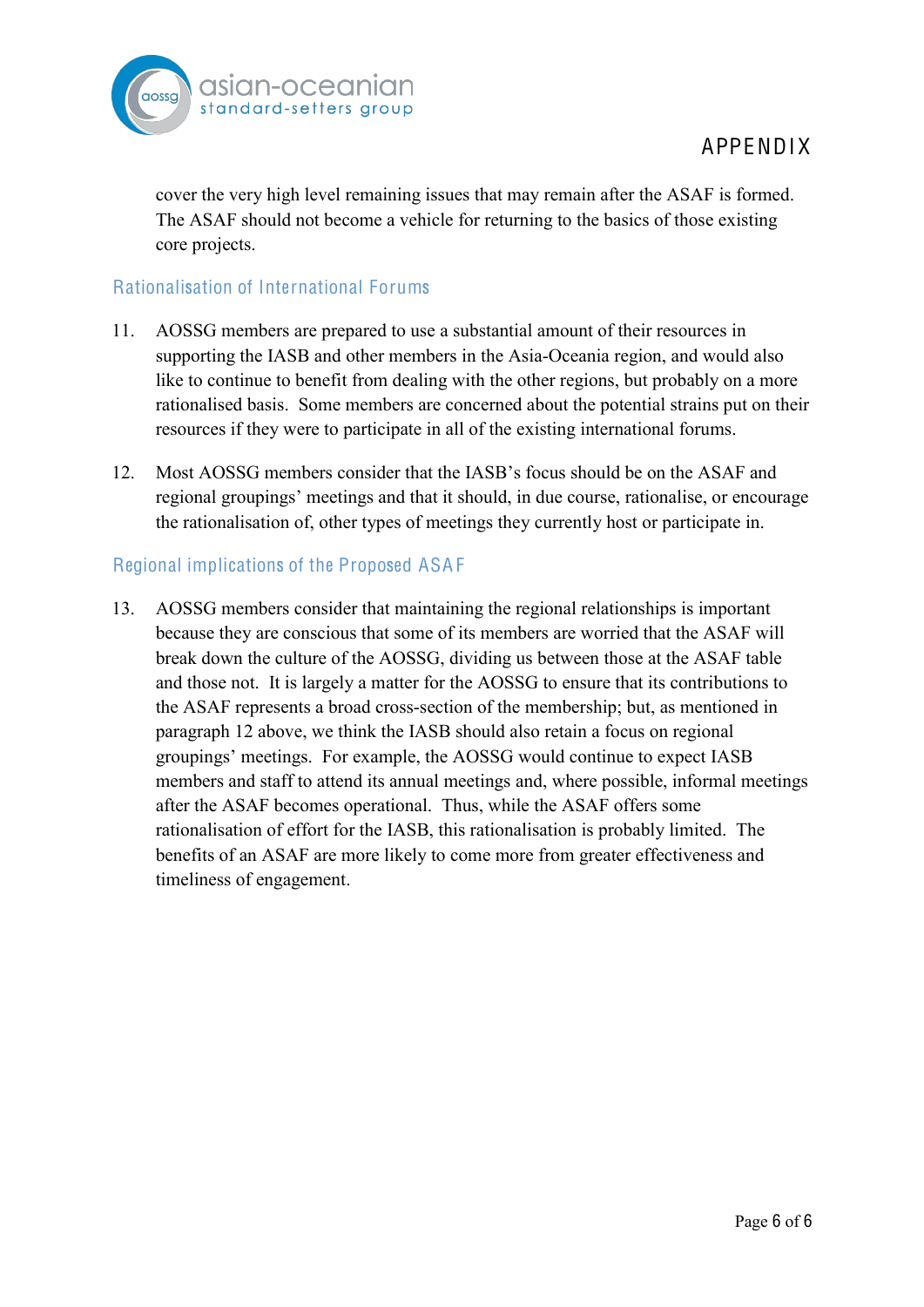cover the very high level remaining issues that may remain after the ASAF is formed. The ASAF should not become a vehicle for returning to the basics of those existing core projects.

## Rationalisation of International Forums

11. AOSSG members are prepared to use a substantial amount of their resources in supporting the IASB and other members in the Asia-Oceania region, and would also like to continue to benefit from dealing with the other regions, but probably on a more rationalised basis. Some members are concerned about the potential strains put on their resources if they were to participate in all of the existing international forums.

12. Most AOSSG members consider that the IASB's focus should be on the ASAF and regional groupings' meetings and that it should, in due course, rationalise, or encourage the rationalisation of, other types of meetings they currently host or participate in.

## Regional implications of the Proposed ASAF

13. AOSSG members consider that maintaining the regional relationships is important because they are conscious that some of its members are worried that the ASAF will break down the culture of the AOSSG, dividing us between those at the ASAF table and those not. It is largely a matter for the AOSSG to ensure that its contributions to the ASAF represents a broad cross-section of the membership; but, as mentioned in paragraph 12 above, we think the IASB should also retain a focus on regional groupings' meetings. For example, the AOSSG would continue to expect IASB members and staff to attend its annual meetings and, where possible, informal meetings after the ASAF becomes operational. Thus, while the ASAF offers some rationalisation of effort for the IASB, this rationalisation is probably limited. The benefits of an ASAF are more likely to come more from greater effectiveness and timeliness of engagement.